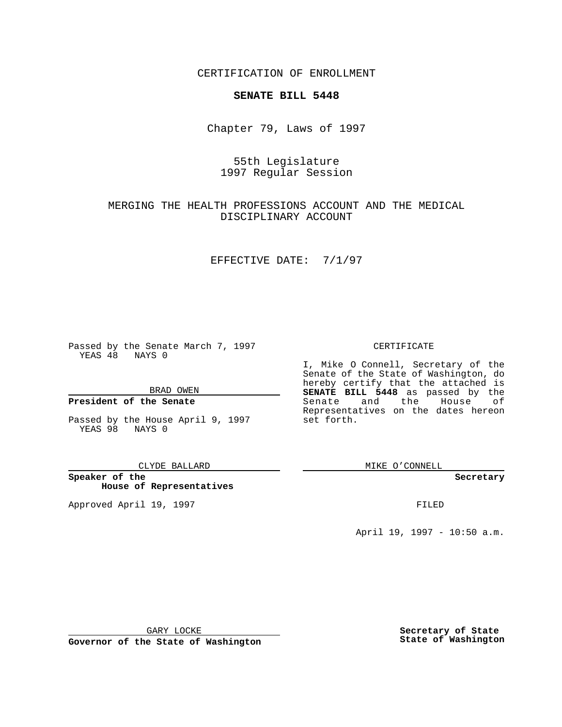CERTIFICATION OF ENROLLMENT

**SENATE BILL 5448**

Chapter 79, Laws of 1997

55th Legislature
1997 Regular Session

MERGING THE HEALTH PROFESSIONS ACCOUNT AND THE MEDICAL DISCIPLINARY ACCOUNT

EFFECTIVE DATE: 7/1/97

Passed by the Senate March 7, 1997
YEAS 48 NAYS 0

BRAD OWEN

**President of the Senate**

Passed by the House April 9, 1997
YEAS 98 NAYS 0

CLYDE BALLARD

**Speaker of the House of Representatives**

Approved April 19, 1997

GARY LOCKE

**Governor of the State of Washington**

CERTIFICATE

I, Mike O Connell, Secretary of the Senate of the State of Washington, do hereby certify that the attached is **SENATE BILL 5448** as passed by the Senate and the House of Representatives on the dates hereon set forth.

MIKE O'CONNELL

**Secretary**

FILED

April 19, 1997 - 10:50 a.m.

**Secretary of State**
**State of Washington**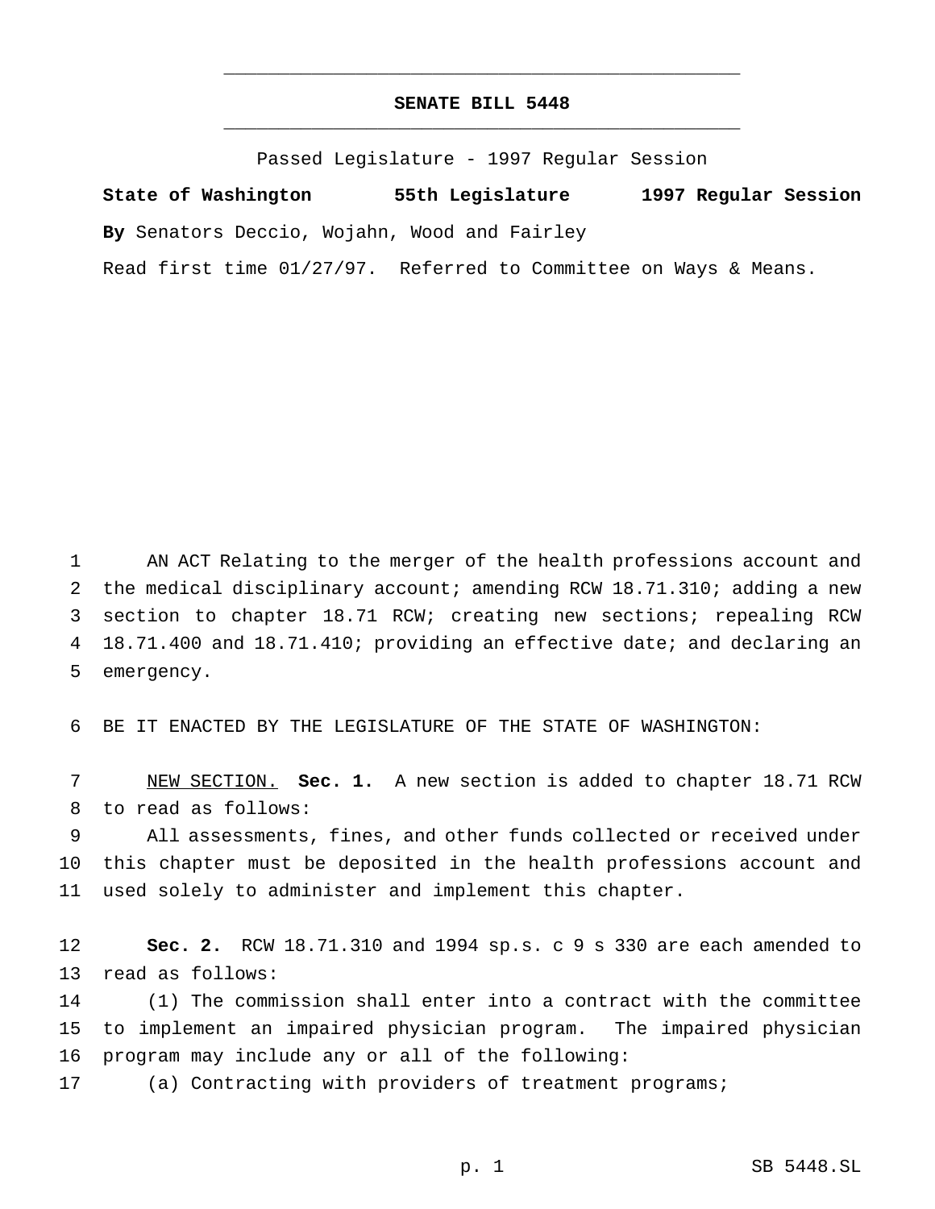# SENATE BILL 5448

Passed Legislature - 1997 Regular Session

**State of Washington 55th Legislature 1997 Regular Session**

**By** Senators Deccio, Wojahn, Wood and Fairley

Read first time 01/27/97. Referred to Committee on Ways & Means.

AN ACT Relating to the merger of the health professions account and the medical disciplinary account; amending RCW 18.71.310; adding a new section to chapter 18.71 RCW; creating new sections; repealing RCW 18.71.400 and 18.71.410; providing an effective date; and declaring an emergency.

BE IT ENACTED BY THE LEGISLATURE OF THE STATE OF WASHINGTON:

NEW SECTION. **Sec. 1.** A new section is added to chapter 18.71 RCW to read as follows:

All assessments, fines, and other funds collected or received under this chapter must be deposited in the health professions account and used solely to administer and implement this chapter.

**Sec. 2.** RCW 18.71.310 and 1994 sp.s. c 9 s 330 are each amended to read as follows:

(1) The commission shall enter into a contract with the committee to implement an impaired physician program. The impaired physician program may include any or all of the following:

(a) Contracting with providers of treatment programs;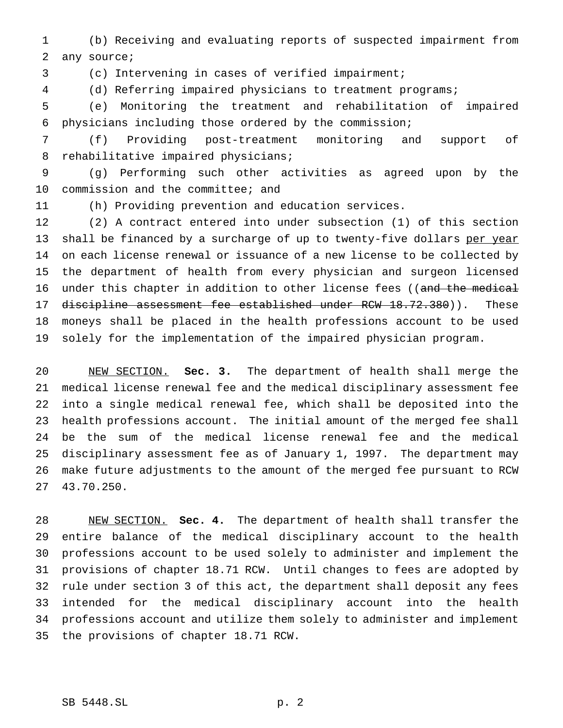(b) Receiving and evaluating reports of suspected impairment from any source;

(c) Intervening in cases of verified impairment;

(d) Referring impaired physicians to treatment programs;

(e) Monitoring the treatment and rehabilitation of impaired physicians including those ordered by the commission;

(f) Providing post-treatment monitoring and support of rehabilitative impaired physicians;

(g) Performing such other activities as agreed upon by the commission and the committee; and

(h) Providing prevention and education services.

(2) A contract entered into under subsection (1) of this section shall be financed by a surcharge of up to twenty-five dollars <u>per year</u> on each license renewal or issuance of a new license to be collected by the department of health from every physician and surgeon licensed under this chapter in addition to other license fees ((~~and the medical discipline assessment fee established under RCW 18.72.380~~)). These moneys shall be placed in the health professions account to be used solely for the implementation of the impaired physician program.

<u>NEW SECTION.</u> **Sec. 3.** The department of health shall merge the medical license renewal fee and the medical disciplinary assessment fee into a single medical renewal fee, which shall be deposited into the health professions account. The initial amount of the merged fee shall be the sum of the medical license renewal fee and the medical disciplinary assessment fee as of January 1, 1997. The department may make future adjustments to the amount of the merged fee pursuant to RCW 43.70.250.

<u>NEW SECTION.</u> **Sec. 4.** The department of health shall transfer the entire balance of the medical disciplinary account to the health professions account to be used solely to administer and implement the provisions of chapter 18.71 RCW. Until changes to fees are adopted by rule under section 3 of this act, the department shall deposit any fees intended for the medical disciplinary account into the health professions account and utilize them solely to administer and implement the provisions of chapter 18.71 RCW.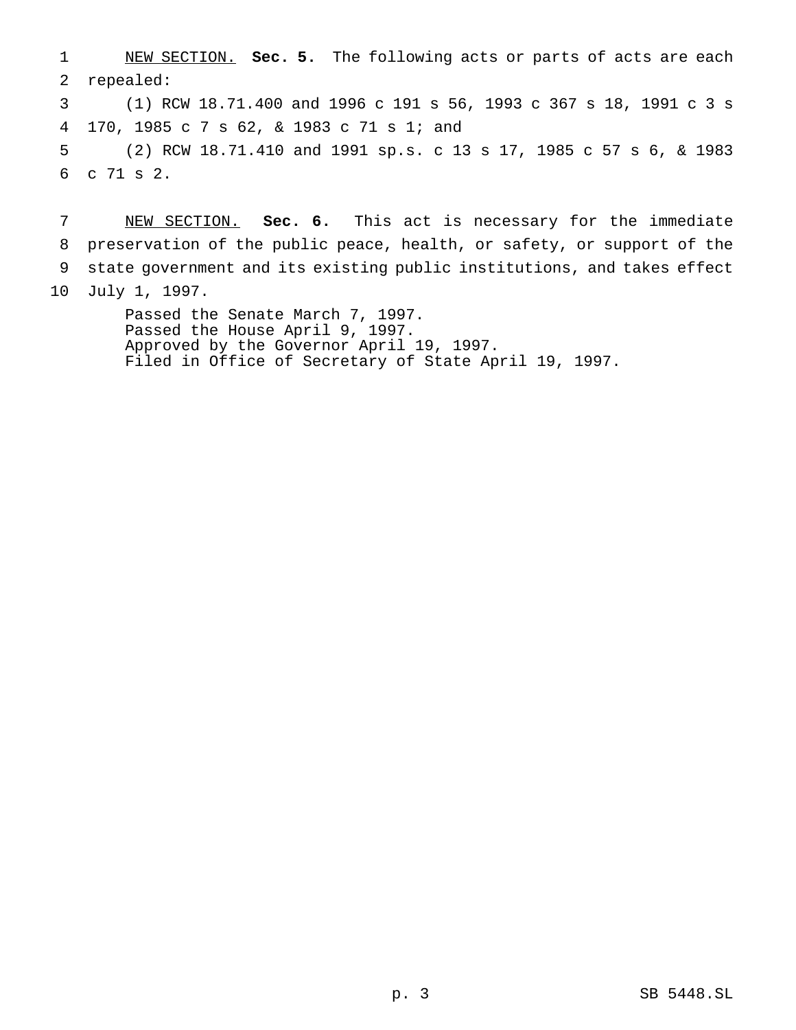NEW SECTION. **Sec. 5.** The following acts or parts of acts are each repealed:

(1) RCW 18.71.400 and 1996 c 191 s 56, 1993 c 367 s 18, 1991 c 3 s 170, 1985 c 7 s 62, & 1983 c 71 s 1; and

(2) RCW 18.71.410 and 1991 sp.s. c 13 s 17, 1985 c 57 s 6, & 1983 c 71 s 2.

NEW SECTION. **Sec. 6.** This act is necessary for the immediate preservation of the public peace, health, or safety, or support of the state government and its existing public institutions, and takes effect July 1, 1997.

Passed the Senate March 7, 1997.
Passed the House April 9, 1997.
Approved by the Governor April 19, 1997.
Filed in Office of Secretary of State April 19, 1997.